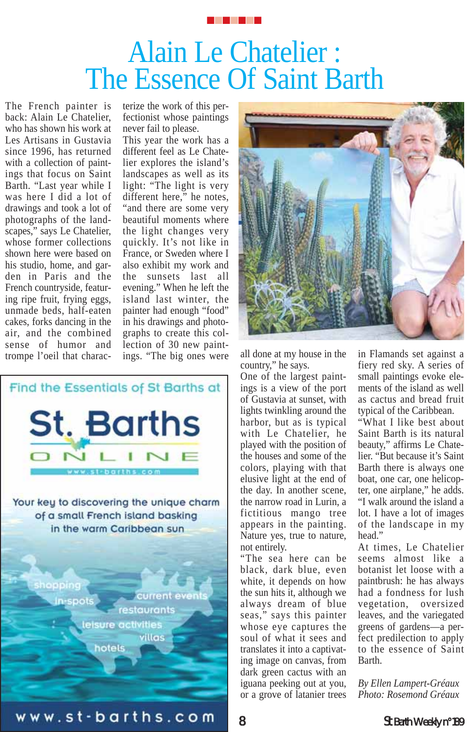# Alain Le Chatelier : The Essence Of Saint Barth

The French painter is back: Alain Le Chatelier, who has shown his work at Les Artisans in Gustavia since 1996, has returned with a collection of paintings that focus on Saint Barth. "Last year while I was here I did a lot of drawings and took a lot of photographs of the landscapes," says Le Chatelier, whose former collections shown here were based on his studio, home, and garden in Paris and the French countryside, featuring ripe fruit, frying eggs, unmade beds, half-eaten cakes, forks dancing in the air, and the combined sense of humor and trompe l'oeil that characterize the work of this perfectionist whose paintings never fail to please.

This year the work has a different feel as Le Chatelier explores the island's landscapes as well as its light: "The light is very different here," he notes, "and there are some very beautiful moments where the light changes very quickly. It's not like in France, or Sweden where I also exhibit my work and the sunsets last all evening." When he left the island last winter, the painter had enough "food" in his drawings and photographs to create this collection of 30 new paintings. "The big ones were all done at my house in the country," he says.

One of the largest paintings is a view of the port of Gustavia at sunset, with lights twinkling around the harbor, but as is typical with Le Chatelier, he played with the position of the houses and some of the colors, playing with that elusive light at the end of the day. In another scene, the narrow road in Lurin, a fictitious mango tree appears in the painting. Nature yes, true to nature, not entirely.

"The sea here can be black, dark blue, even white, it depends on how the sun hits it, although we always dream of blue seas," says this painter whose eye captures the soul of what it sees and translates it into a captivating image on canvas, from dark green cactus with an iguana peeking out at you, or a grove of latanier trees in Flamands set against a fiery red sky. A series of small paintings evoke elements of the island as well as cactus and bread fruit typical of the Caribbean.

"What I like best about Saint Barth is its natural beauty," affirms Le Chatelier. "But because it's Saint Barth there is always one boat, one car, one helicopter, one airplane," he adds. "I walk around the island a lot. I have a lot of images of the landscape in my head."

At times, Le Chatelier seems almost like a botanist let loose with a paintbrush: he has always had a fondness for lush vegetation, oversized leaves, and the variegated greens of gardens—a perfect predilection to apply to the essence of Saint Barth.

*By Ellen Lampert-Gréaux*
*Photo: Rosemond Gréaux*

---

Find the Essentials of St Barths at

**St. Barths ONLINE**

www.st-barths.com

Your key to discovering the unique charm of a small French island basking in the warm Caribbean sun

shopping
in-spots
current events
restaurants
leisure activities
villas
hotels

www.st-barths.com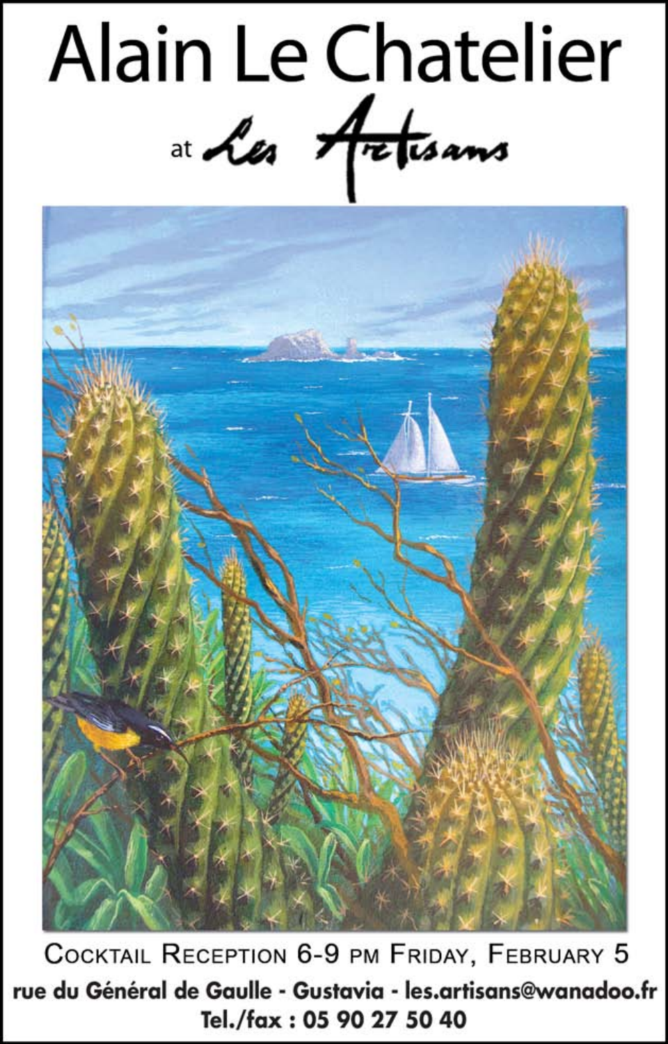# Alain Le Chatelier

at Les Artisans

COCKTAIL RECEPTION 6-9 PM FRIDAY, FEBRUARY 5

**rue du Général de Gaulle - Gustavia - les.artisans@wanadoo.fr**

**Tel./fax : 05 90 27 50 40**